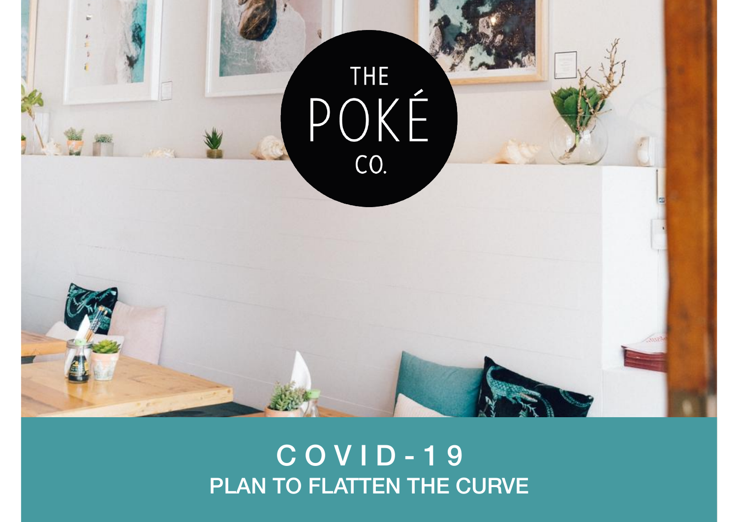THE POKÉ CO.

# COVID-19

## PLAN TO FLATTEN THE CURVE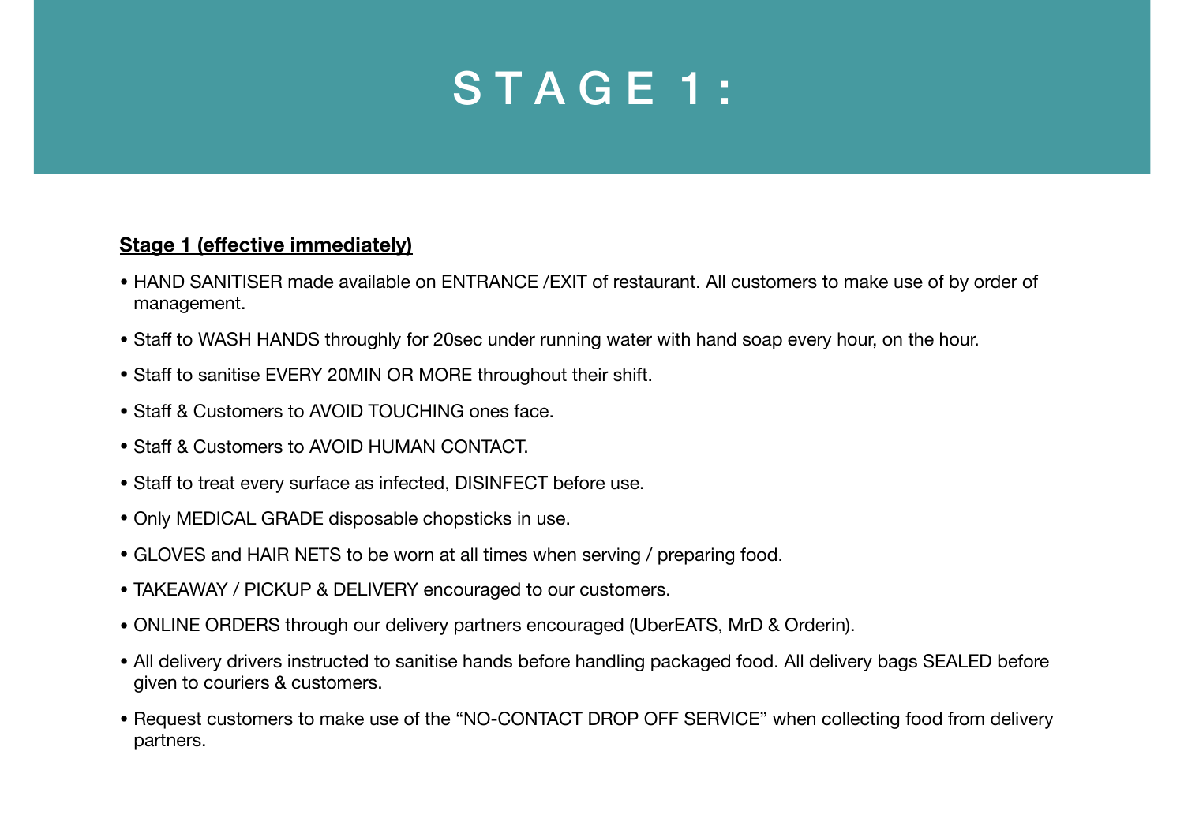# S T A G E 1 :

**Stage 1 (effective immediately)**

- HAND SANITISER made available on ENTRANCE /EXIT of restaurant. All customers to make use of by order of management.
- Staff to WASH HANDS throughly for 20sec under running water with hand soap every hour, on the hour.
- Staff to sanitise EVERY 20MIN OR MORE throughout their shift.
- Staff & Customers to AVOID TOUCHING ones face.
- Staff & Customers to AVOID HUMAN CONTACT.
- Staff to treat every surface as infected, DISINFECT before use.
- Only MEDICAL GRADE disposable chopsticks in use.
- GLOVES and HAIR NETS to be worn at all times when serving / preparing food.
- TAKEAWAY / PICKUP & DELIVERY encouraged to our customers.
- ONLINE ORDERS through our delivery partners encouraged (UberEATS, MrD & Orderin).
- All delivery drivers instructed to sanitise hands before handling packaged food. All delivery bags SEALED before given to couriers & customers.
- Request customers to make use of the "NO-CONTACT DROP OFF SERVICE" when collecting food from delivery partners.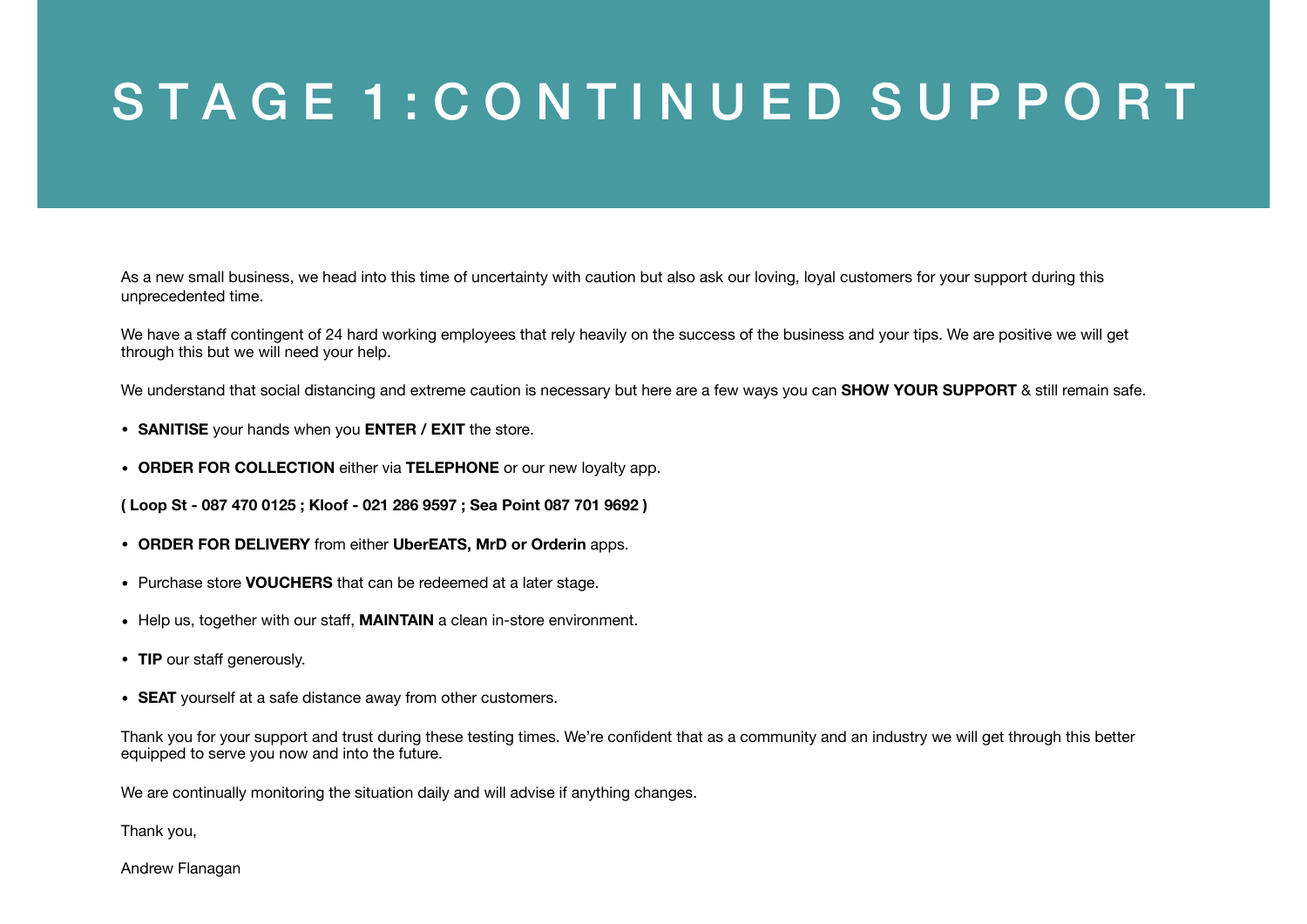# STAGE 1: CONTINUED SUPPORT

As a new small business, we head into this time of uncertainty with caution but also ask our loving, loyal customers for your support during this unprecedented time.

We have a staff contingent of 24 hard working employees that rely heavily on the success of the business and your tips. We are positive we will get through this but we will need your help.

We understand that social distancing and extreme caution is necessary but here are a few ways you can **SHOW YOUR SUPPORT** & still remain safe.

- **SANITISE** your hands when you **ENTER / EXIT** the store.
- **ORDER FOR COLLECTION** either via **TELEPHONE** or our new loyalty app.

**( Loop St - 087 470 0125 ; Kloof - 021 286 9597 ; Sea Point 087 701 9692 )**

- **ORDER FOR DELIVERY** from either **UberEATS, MrD or Orderin** apps.
- Purchase store **VOUCHERS** that can be redeemed at a later stage.
- Help us, together with our staff, **MAINTAIN** a clean in-store environment.
- **TIP** our staff generously.
- **SEAT** yourself at a safe distance away from other customers.

Thank you for your support and trust during these testing times. We're confident that as a community and an industry we will get through this better equipped to serve you now and into the future.

We are continually monitoring the situation daily and will advise if anything changes.

Thank you,

Andrew Flanagan